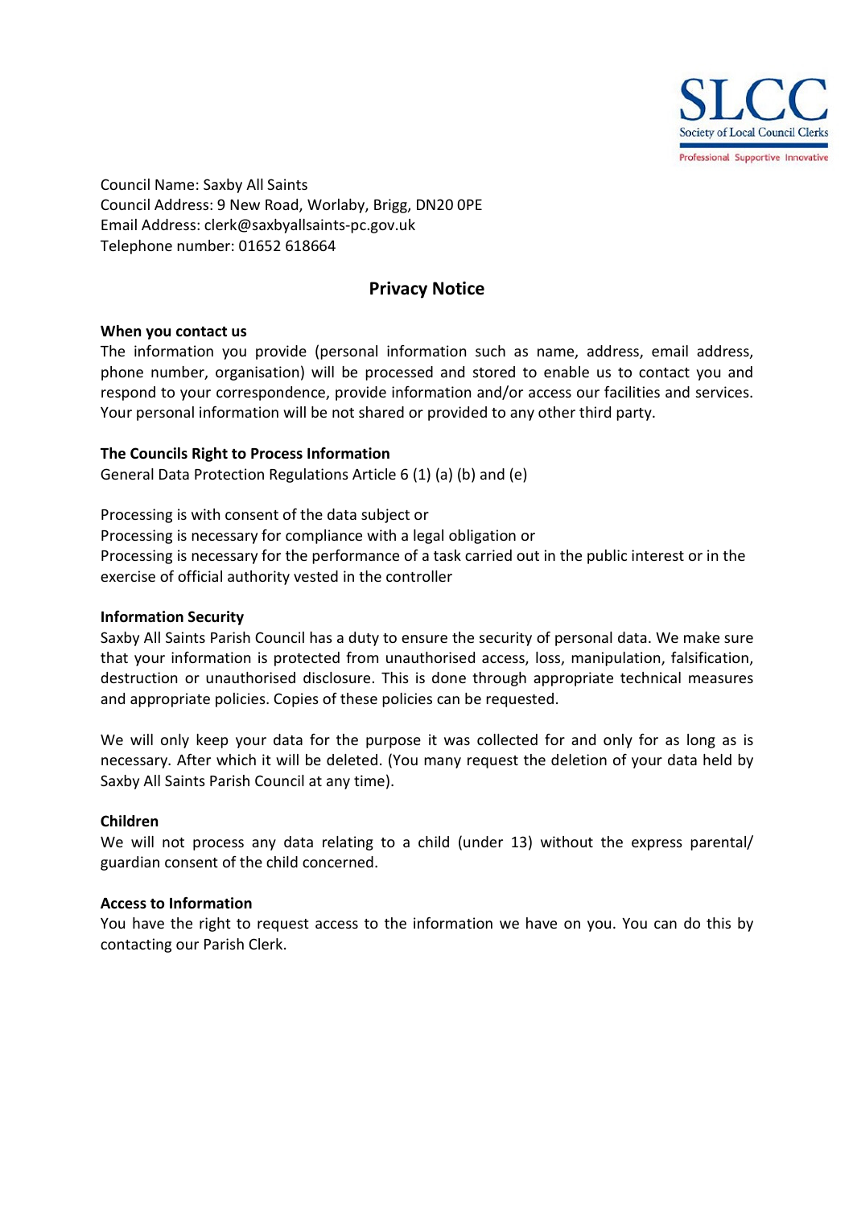Council Name: Saxby All Saints
Council Address: 9 New Road, Worlaby, Brigg, DN20 0PE
Email Address: clerk@saxbyallsaints-pc.gov.uk
Telephone number: 01652 618664

## Privacy Notice

**When you contact us**
The information you provide (personal information such as name, address, email address, phone number, organisation) will be processed and stored to enable us to contact you and respond to your correspondence, provide information and/or access our facilities and services. Your personal information will be not shared or provided to any other third party.

**The Councils Right to Process Information**
General Data Protection Regulations Article 6 (1) (a) (b) and (e)

Processing is with consent of the data subject or
Processing is necessary for compliance with a legal obligation or
Processing is necessary for the performance of a task carried out in the public interest or in the exercise of official authority vested in the controller

**Information Security**
Saxby All Saints Parish Council has a duty to ensure the security of personal data. We make sure that your information is protected from unauthorised access, loss, manipulation, falsification, destruction or unauthorised disclosure. This is done through appropriate technical measures and appropriate policies. Copies of these policies can be requested.

We will only keep your data for the purpose it was collected for and only for as long as is necessary. After which it will be deleted. (You many request the deletion of your data held by Saxby All Saints Parish Council at any time).

**Children**
We will not process any data relating to a child (under 13) without the express parental/ guardian consent of the child concerned.

**Access to Information**
You have the right to request access to the information we have on you. You can do this by contacting our Parish Clerk.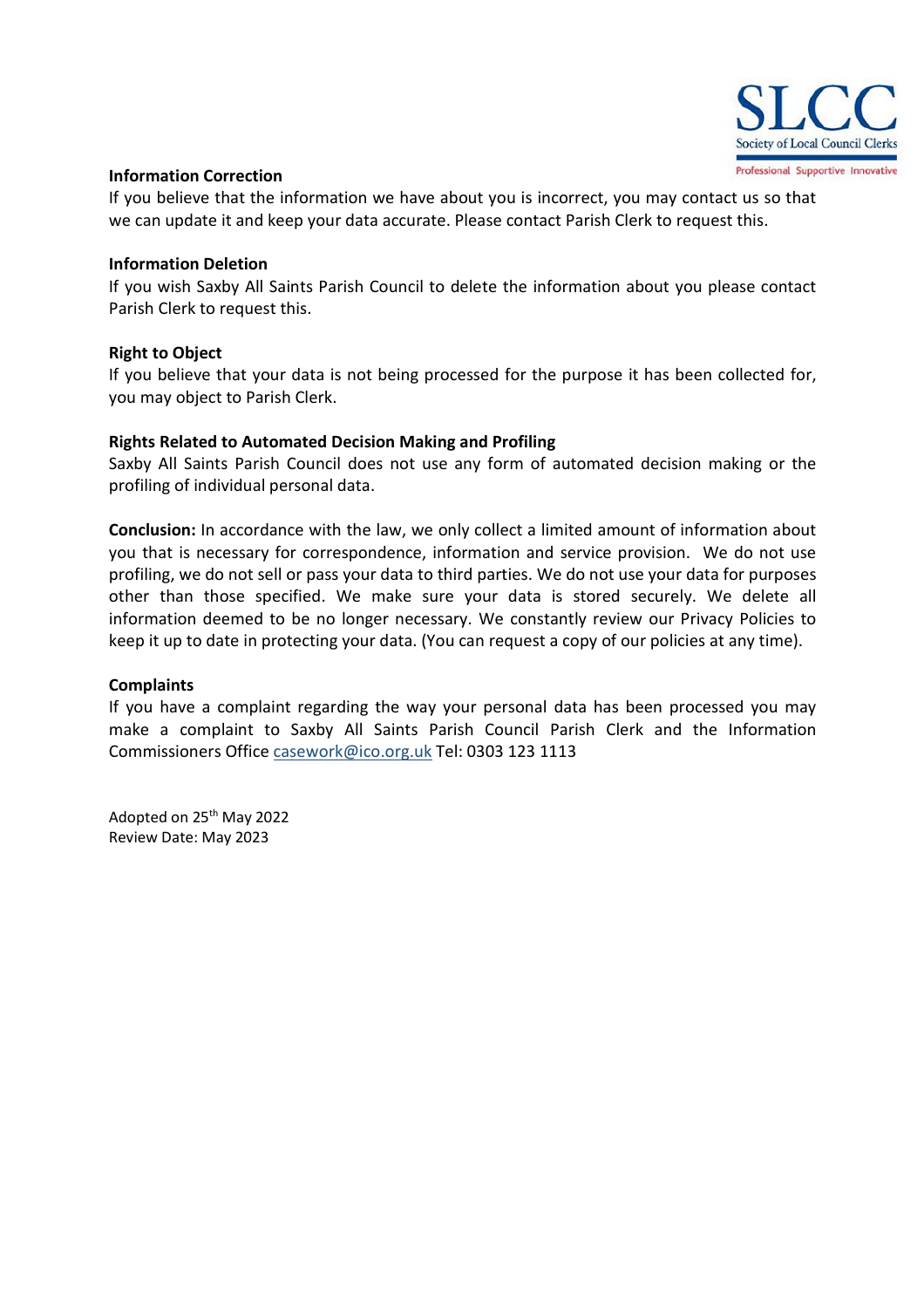**Information Correction**

If you believe that the information we have about you is incorrect, you may contact us so that we can update it and keep your data accurate. Please contact Parish Clerk to request this.

**Information Deletion**

If you wish Saxby All Saints Parish Council to delete the information about you please contact Parish Clerk to request this.

**Right to Object**

If you believe that your data is not being processed for the purpose it has been collected for, you may object to Parish Clerk.

**Rights Related to Automated Decision Making and Profiling**

Saxby All Saints Parish Council does not use any form of automated decision making or the profiling of individual personal data.

**Conclusion:** In accordance with the law, we only collect a limited amount of information about you that is necessary for correspondence, information and service provision. We do not use profiling, we do not sell or pass your data to third parties. We do not use your data for purposes other than those specified. We make sure your data is stored securely. We delete all information deemed to be no longer necessary. We constantly review our Privacy Policies to keep it up to date in protecting your data. (You can request a copy of our policies at any time).

**Complaints**

If you have a complaint regarding the way your personal data has been processed you may make a complaint to Saxby All Saints Parish Council Parish Clerk and the Information Commissioners Office casework@ico.org.uk Tel: 0303 123 1113

Adopted on 25th May 2022
Review Date: May 2023